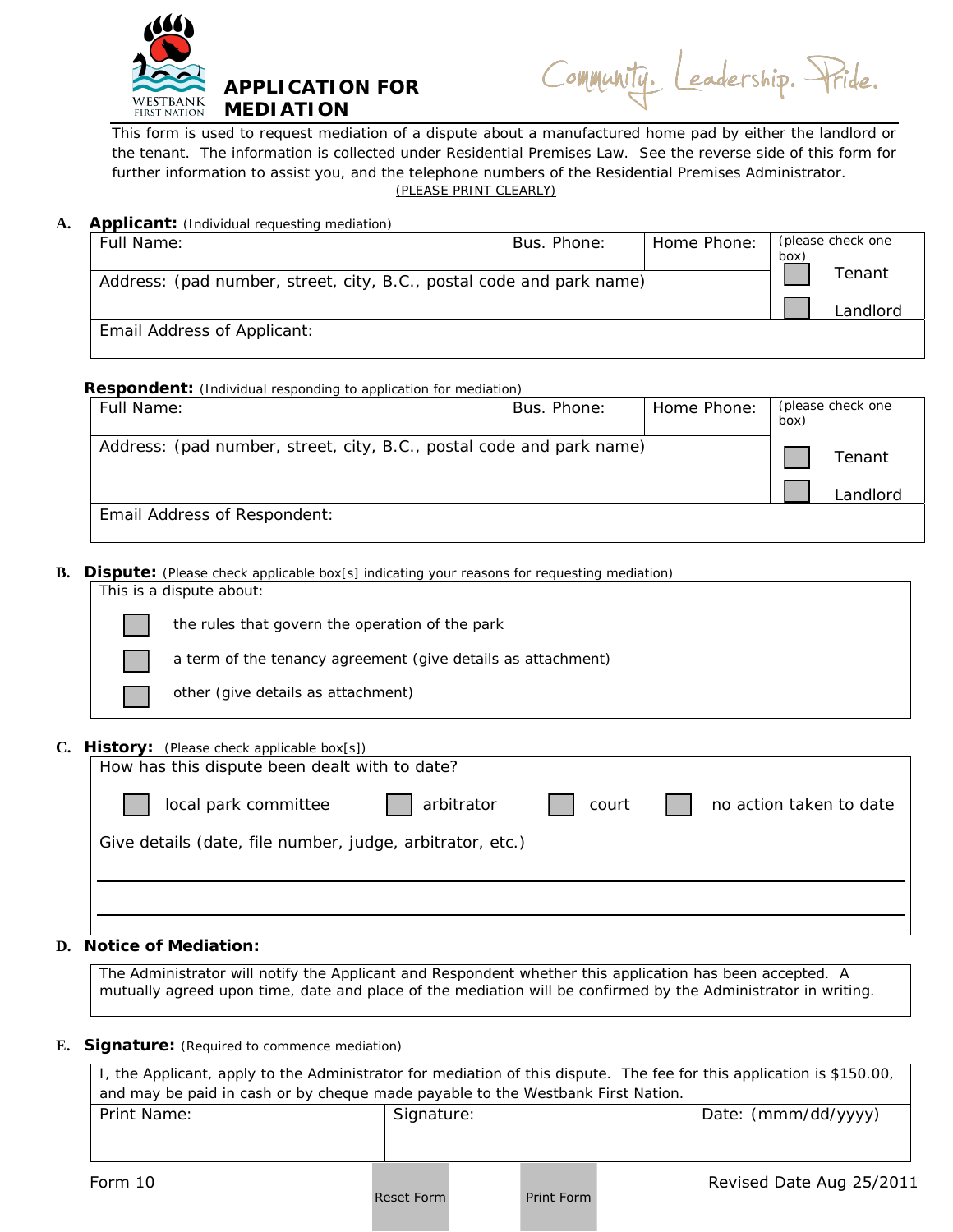WESTBANK FIRST NATION

# APPLICATION FOR MEDIATION

Community. Leadership. Pride.

This form is used to request mediation of a dispute about a manufactured home pad by either the landlord or the tenant. The information is collected under Residential Premises Law. See the reverse side of this form for further information to assist you, and the telephone numbers of the Residential Premises Administrator.

(PLEASE PRINT CLEARLY)

## A. Applicant: (Individual requesting mediation)

| Full Name: | Bus. Phone: | Home Phone: | (please check one box) |
|---|---|---|---|
| Address: (pad number, street, city, B.C., postal code and park name) | | | ☐ Tenant<br>☐ Landlord |
| Email Address of Applicant: | | | |

**Respondent:** (Individual responding to application for mediation)

| Full Name: | Bus. Phone: | Home Phone: | (please check one box) |
|---|---|---|---|
| Address: (pad number, street, city, B.C., postal code and park name) | | | ☐ Tenant<br>☐ Landlord |
| Email Address of Respondent: | | | |

## B. Dispute: (Please check applicable box[s] indicating your reasons for requesting mediation)

This is a dispute about:

- ☐ the rules that govern the operation of the park
- ☐ a term of the tenancy agreement (give details as attachment)
- ☐ other (give details as attachment)

## C. History: (Please check applicable box[s])

How has this dispute been dealt with to date?

☐ local park committee ☐ arbitrator ☐ court ☐ no action taken to date

Give details (date, file number, judge, arbitrator, etc.)

\_\_\_\_\_\_\_\_\_\_\_\_\_\_\_\_\_\_\_\_\_\_\_\_\_\_\_\_\_\_\_\_\_\_\_\_\_\_\_\_\_\_\_\_\_\_\_\_\_\_\_\_

\_\_\_\_\_\_\_\_\_\_\_\_\_\_\_\_\_\_\_\_\_\_\_\_\_\_\_\_\_\_\_\_\_\_\_\_\_\_\_\_\_\_\_\_\_\_\_\_\_\_\_\_

## D. Notice of Mediation:

The Administrator will notify the Applicant and Respondent whether this application has been accepted. A mutually agreed upon time, date and place of the mediation will be confirmed by the Administrator in writing.

## E. Signature: (Required to commence mediation)

I, the Applicant, apply to the Administrator for mediation of this dispute. The fee for this application is $150.00, and may be paid in cash or by cheque made payable to the Westbank First Nation.

| Print Name: | Signature: | Date: (mmm/dd/yyyy) |
|---|---|---|
| | | |

Form 10 Reset Form Print Form Revised Date Aug 25/2011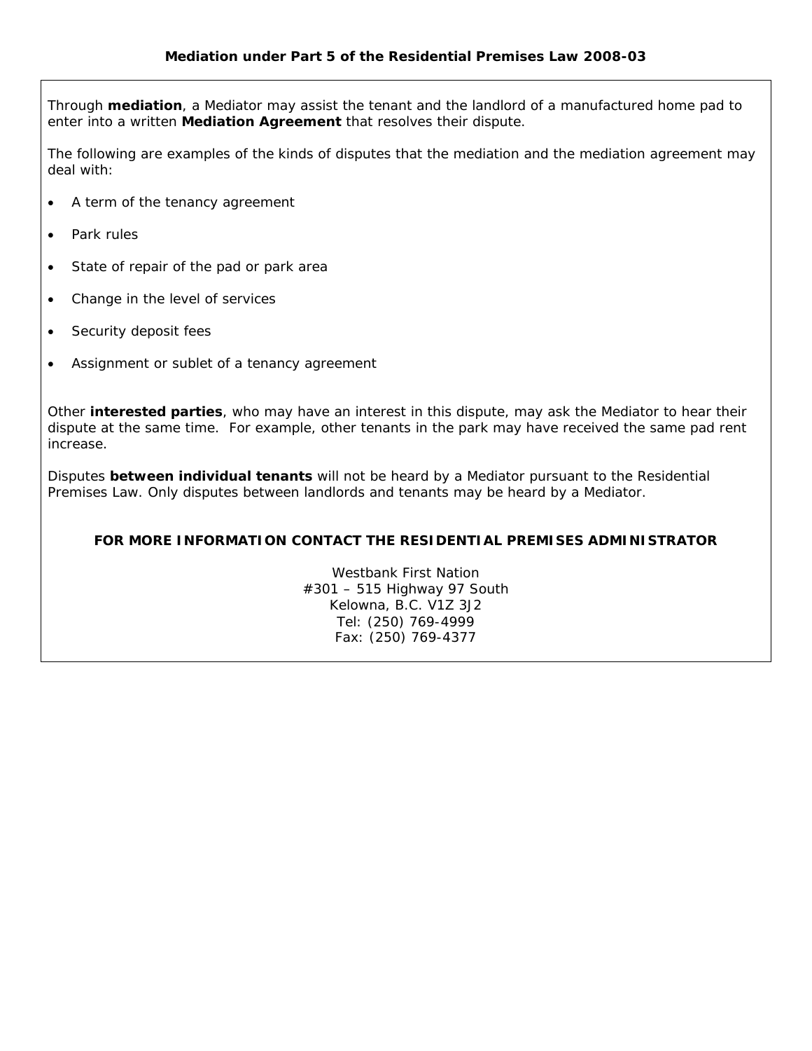## Mediation under Part 5 of the Residential Premises Law 2008-03

Through **mediation**, a Mediator may assist the tenant and the landlord of a manufactured home pad to enter into a written **Mediation Agreement** that resolves their dispute.

The following are examples of the kinds of disputes that the mediation and the mediation agreement may deal with:

- A term of the tenancy agreement
- Park rules
- State of repair of the pad or park area
- Change in the level of services
- Security deposit fees
- Assignment or sublet of a tenancy agreement

Other **interested parties**, who may have an interest in this dispute, may ask the Mediator to hear their dispute at the same time. For example, other tenants in the park may have received the same pad rent increase.

Disputes **between individual tenants** will not be heard by a Mediator pursuant to the Residential Premises Law. Only disputes between landlords and tenants may be heard by a Mediator.

**FOR MORE INFORMATION CONTACT THE RESIDENTIAL PREMISES ADMINISTRATOR**

Westbank First Nation
#301 – 515 Highway 97 South
Kelowna, B.C. V1Z 3J2
Tel: (250) 769-4999
Fax: (250) 769-4377